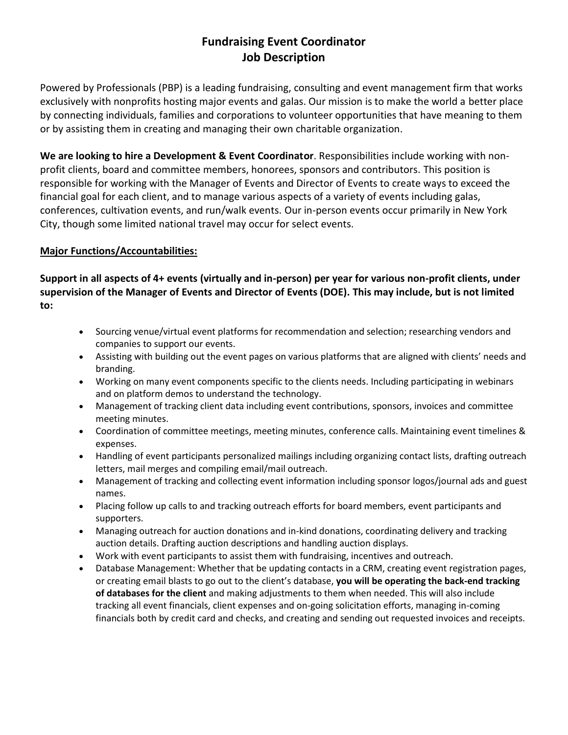# Fundraising Event Coordinator
# Job Description

Powered by Professionals (PBP) is a leading fundraising, consulting and event management firm that works exclusively with nonprofits hosting major events and galas. Our mission is to make the world a better place by connecting individuals, families and corporations to volunteer opportunities that have meaning to them or by assisting them in creating and managing their own charitable organization.

**We are looking to hire a Development & Event Coordinator**. Responsibilities include working with non-profit clients, board and committee members, honorees, sponsors and contributors. This position is responsible for working with the Manager of Events and Director of Events to create ways to exceed the financial goal for each client, and to manage various aspects of a variety of events including galas, conferences, cultivation events, and run/walk events. Our in-person events occur primarily in New York City, though some limited national travel may occur for select events.

## Major Functions/Accountabilities:

**Support in all aspects of 4+ events (virtually and in-person) per year for various non-profit clients, under supervision of the Manager of Events and Director of Events (DOE). This may include, but is not limited to:**

- Sourcing venue/virtual event platforms for recommendation and selection; researching vendors and companies to support our events.
- Assisting with building out the event pages on various platforms that are aligned with clients' needs and branding.
- Working on many event components specific to the clients needs. Including participating in webinars and on platform demos to understand the technology.
- Management of tracking client data including event contributions, sponsors, invoices and committee meeting minutes.
- Coordination of committee meetings, meeting minutes, conference calls. Maintaining event timelines & expenses.
- Handling of event participants personalized mailings including organizing contact lists, drafting outreach letters, mail merges and compiling email/mail outreach.
- Management of tracking and collecting event information including sponsor logos/journal ads and guest names.
- Placing follow up calls to and tracking outreach efforts for board members, event participants and supporters.
- Managing outreach for auction donations and in-kind donations, coordinating delivery and tracking auction details. Drafting auction descriptions and handling auction displays.
- Work with event participants to assist them with fundraising, incentives and outreach.
- Database Management: Whether that be updating contacts in a CRM, creating event registration pages, or creating email blasts to go out to the client's database, **you will be operating the back-end tracking of databases for the client** and making adjustments to them when needed. This will also include tracking all event financials, client expenses and on-going solicitation efforts, managing in-coming financials both by credit card and checks, and creating and sending out requested invoices and receipts.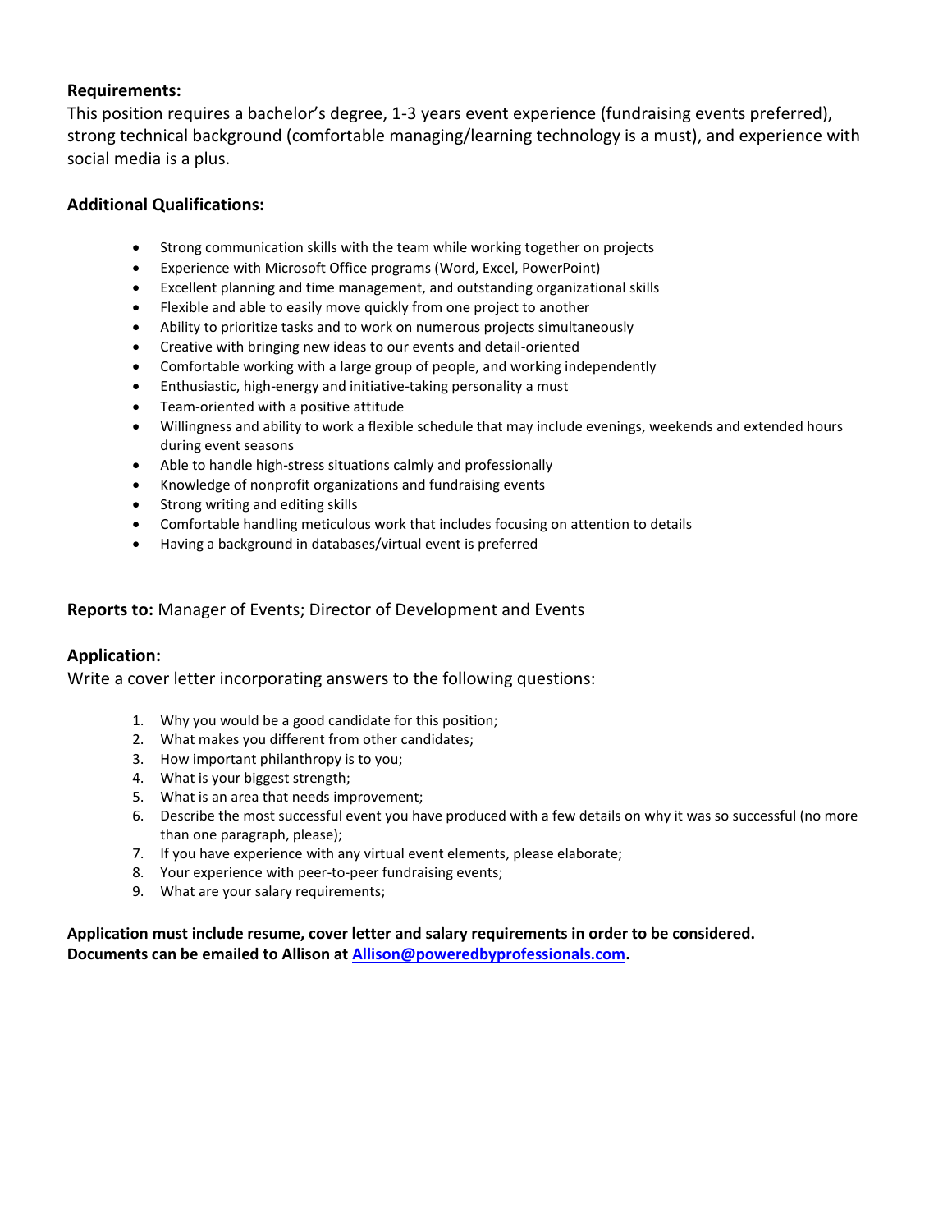**Requirements:**

This position requires a bachelor's degree, 1-3 years event experience (fundraising events preferred), strong technical background (comfortable managing/learning technology is a must), and experience with social media is a plus.

**Additional Qualifications:**

- Strong communication skills with the team while working together on projects
- Experience with Microsoft Office programs (Word, Excel, PowerPoint)
- Excellent planning and time management, and outstanding organizational skills
- Flexible and able to easily move quickly from one project to another
- Ability to prioritize tasks and to work on numerous projects simultaneously
- Creative with bringing new ideas to our events and detail-oriented
- Comfortable working with a large group of people, and working independently
- Enthusiastic, high-energy and initiative-taking personality a must
- Team-oriented with a positive attitude
- Willingness and ability to work a flexible schedule that may include evenings, weekends and extended hours during event seasons
- Able to handle high-stress situations calmly and professionally
- Knowledge of nonprofit organizations and fundraising events
- Strong writing and editing skills
- Comfortable handling meticulous work that includes focusing on attention to details
- Having a background in databases/virtual event is preferred

**Reports to:** Manager of Events; Director of Development and Events

**Application:**

Write a cover letter incorporating answers to the following questions:

1. Why you would be a good candidate for this position;
2. What makes you different from other candidates;
3. How important philanthropy is to you;
4. What is your biggest strength;
5. What is an area that needs improvement;
6. Describe the most successful event you have produced with a few details on why it was so successful (no more than one paragraph, please);
7. If you have experience with any virtual event elements, please elaborate;
8. Your experience with peer-to-peer fundraising events;
9. What are your salary requirements;

**Application must include resume, cover letter and salary requirements in order to be considered.**
**Documents can be emailed to Allison at [Allison@poweredbyprofessionals.com](mailto:Allison@poweredbyprofessionals.com).**